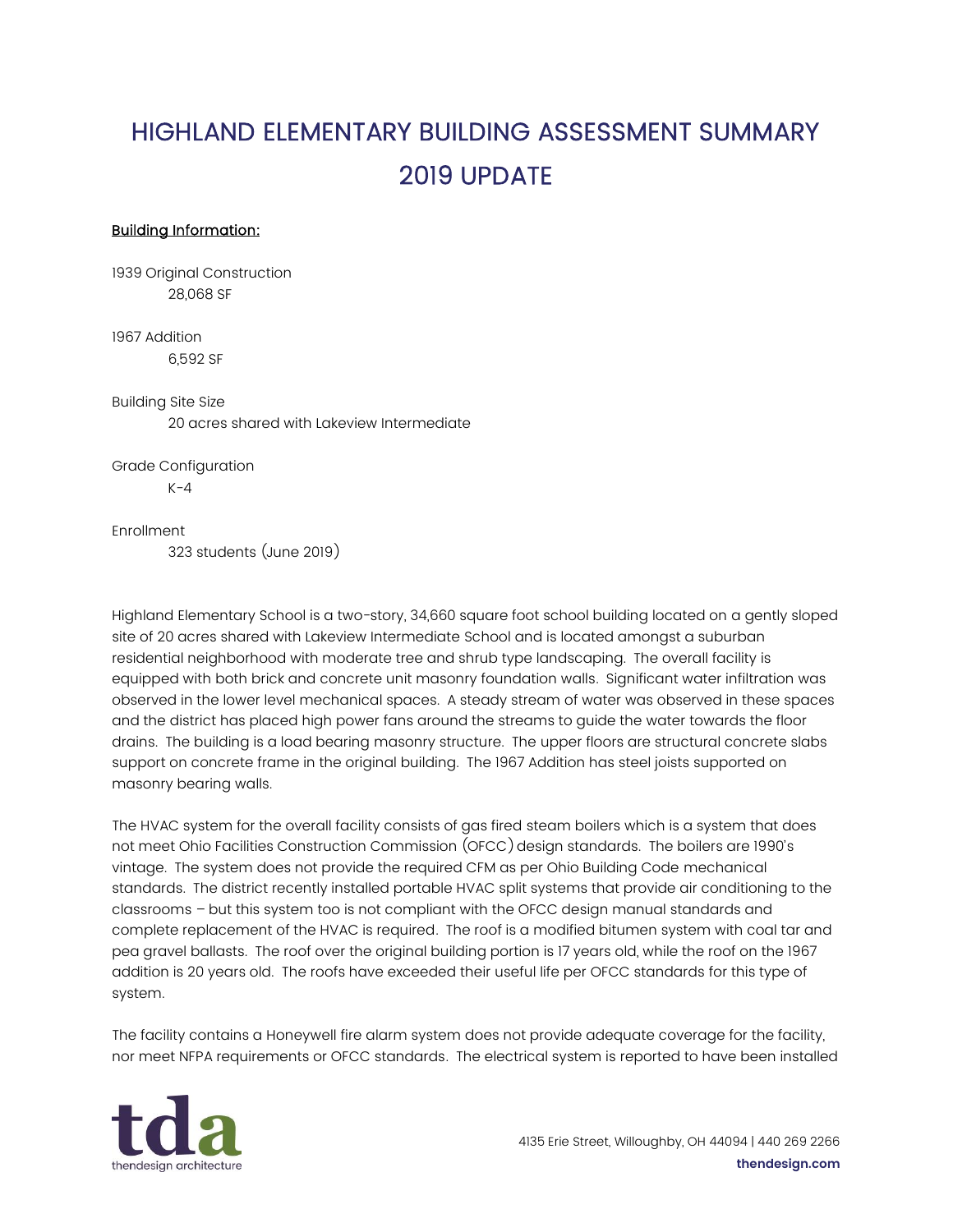# HIGHLAND ELEMENTARY BUILDING ASSESSMENT SUMMARY 2019 UPDATE

**Building Information:**

1939 Original Construction
    28,068 SF

1967 Addition
    6,592 SF

Building Site Size
    20 acres shared with Lakeview Intermediate

Grade Configuration
    K-4

Enrollment
    323 students (June 2019)

Highland Elementary School is a two-story, 34,660 square foot school building located on a gently sloped site of 20 acres shared with Lakeview Intermediate School and is located amongst a suburban residential neighborhood with moderate tree and shrub type landscaping. The overall facility is equipped with both brick and concrete unit masonry foundation walls. Significant water infiltration was observed in the lower level mechanical spaces. A steady stream of water was observed in these spaces and the district has placed high power fans around the streams to guide the water towards the floor drains. The building is a load bearing masonry structure. The upper floors are structural concrete slabs support on concrete frame in the original building. The 1967 Addition has steel joists supported on masonry bearing walls.

The HVAC system for the overall facility consists of gas fired steam boilers which is a system that does not meet Ohio Facilities Construction Commission (OFCC) design standards. The boilers are 1990's vintage. The system does not provide the required CFM as per Ohio Building Code mechanical standards. The district recently installed portable HVAC split systems that provide air conditioning to the classrooms – but this system too is not compliant with the OFCC design manual standards and complete replacement of the HVAC is required. The roof is a modified bitumen system with coal tar and pea gravel ballasts. The roof over the original building portion is 17 years old, while the roof on the 1967 addition is 20 years old. The roofs have exceeded their useful life per OFCC standards for this type of system.

The facility contains a Honeywell fire alarm system does not provide adequate coverage for the facility, nor meet NFPA requirements or OFCC standards. The electrical system is reported to have been installed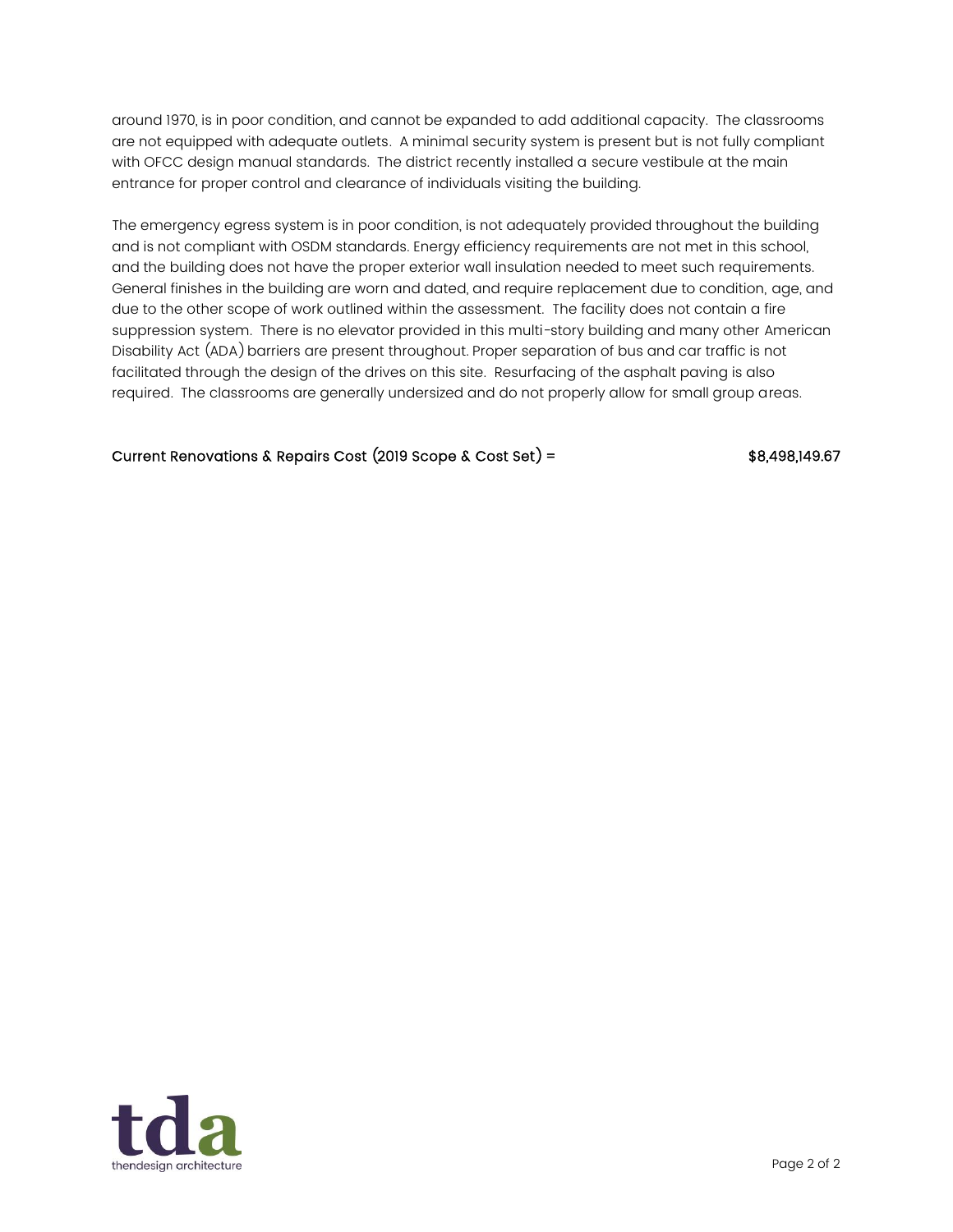around 1970, is in poor condition, and cannot be expanded to add additional capacity. The classrooms are not equipped with adequate outlets. A minimal security system is present but is not fully compliant with OFCC design manual standards. The district recently installed a secure vestibule at the main entrance for proper control and clearance of individuals visiting the building.

The emergency egress system is in poor condition, is not adequately provided throughout the building and is not compliant with OSDM standards. Energy efficiency requirements are not met in this school, and the building does not have the proper exterior wall insulation needed to meet such requirements. General finishes in the building are worn and dated, and require replacement due to condition, age, and due to the other scope of work outlined within the assessment. The facility does not contain a fire suppression system. There is no elevator provided in this multi-story building and many other American Disability Act (ADA) barriers are present throughout. Proper separation of bus and car traffic is not facilitated through the design of the drives on this site. Resurfacing of the asphalt paving is also required. The classrooms are generally undersized and do not properly allow for small group areas.

Current Renovations & Repairs Cost (2019 Scope & Cost Set) = $8,498,149.67

tda

thendesign architecture